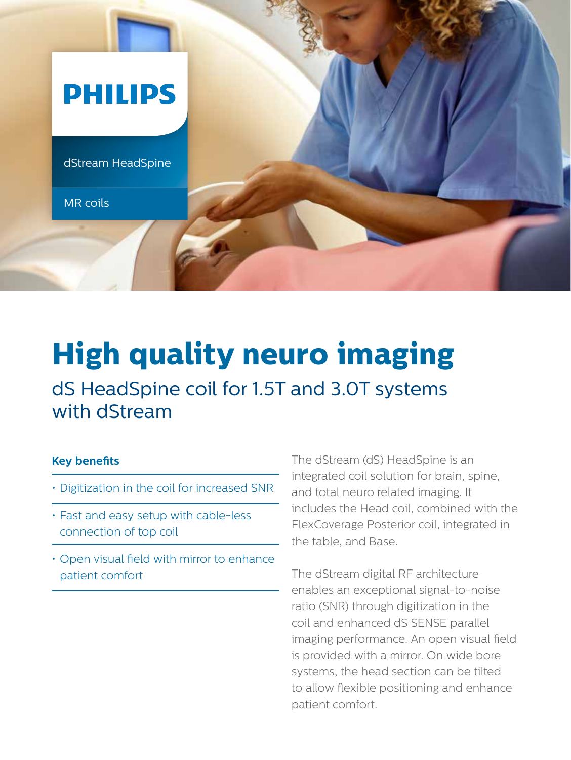PHILIPS

dStream HeadSpine

MR coils

# High quality neuro imaging

## dS HeadSpine coil for 1.5T and 3.0T systems with dStream

**Key benefits**

- Digitization in the coil for increased SNR
- Fast and easy setup with cable-less connection of top coil
- Open visual field with mirror to enhance patient comfort

The dStream (dS) HeadSpine is an integrated coil solution for brain, spine, and total neuro related imaging. It includes the Head coil, combined with the FlexCoverage Posterior coil, integrated in the table, and Base.

The dStream digital RF architecture enables an exceptional signal-to-noise ratio (SNR) through digitization in the coil and enhanced dS SENSE parallel imaging performance. An open visual field is provided with a mirror. On wide bore systems, the head section can be tilted to allow flexible positioning and enhance patient comfort.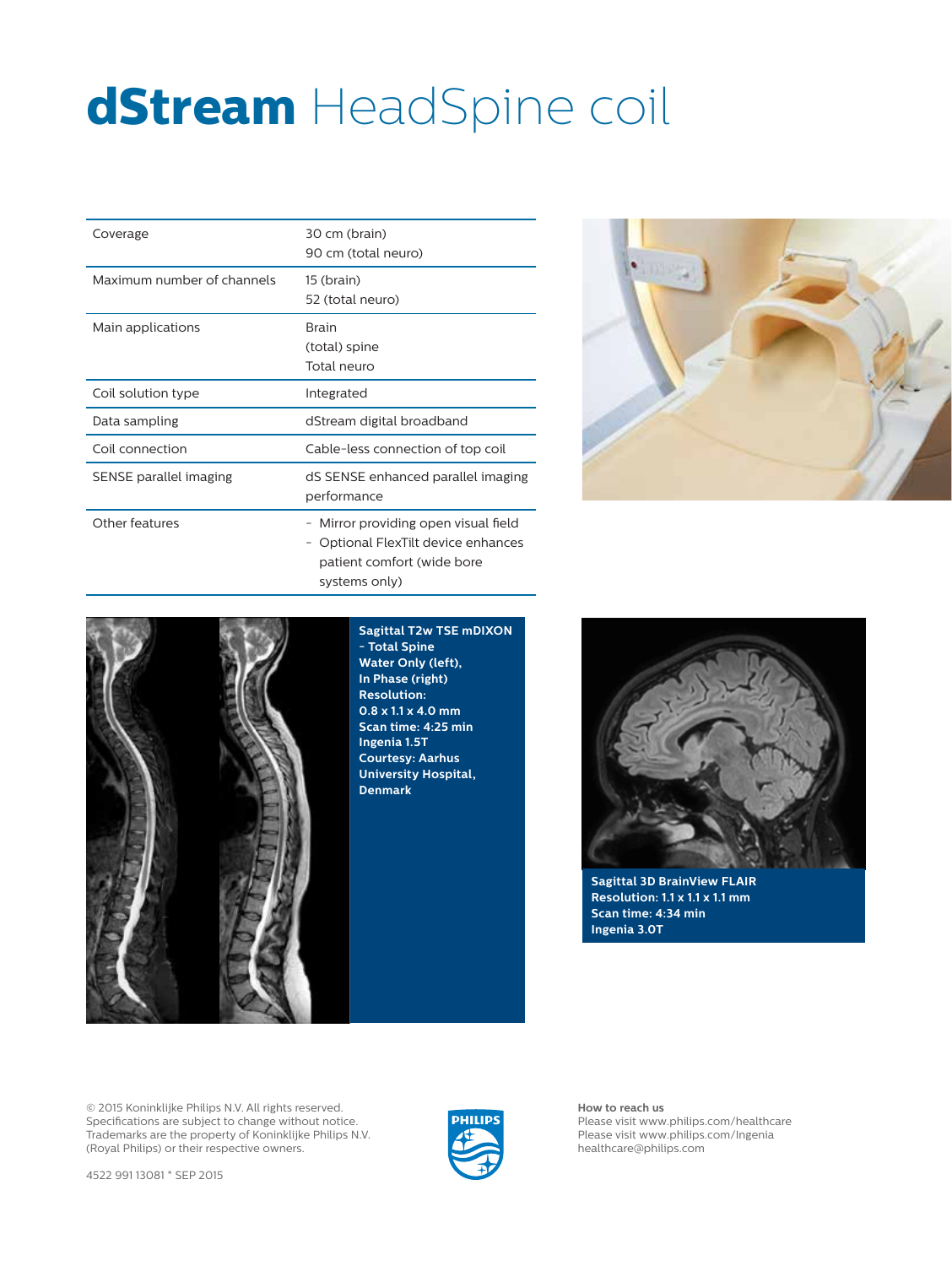# dStream HeadSpine coil

| | |
|---|---|
| Coverage | 30 cm (brain)<br>90 cm (total neuro) |
| Maximum number of channels | 15 (brain)<br>52 (total neuro) |
| Main applications | Brain<br>(total) spine<br>Total neuro |
| Coil solution type | Integrated |
| Data sampling | dStream digital broadband |
| Coil connection | Cable-less connection of top coil |
| SENSE parallel imaging | dS SENSE enhanced parallel imaging performance |
| Other features | - Mirror providing open visual field<br>- Optional FlexTilt device enhances patient comfort (wide bore systems only) |

**Sagittal T2w TSE mDIXON – Total Spine Water Only (left), In Phase (right) Resolution: 0.8 x 1.1 x 4.0 mm Scan time: 4:25 min Ingenia 1.5T Courtesy: Aarhus University Hospital, Denmark**

**Sagittal 3D BrainView FLAIR Resolution: 1.1 x 1.1 x 1.1 mm Scan time: 4:34 min Ingenia 3.0T**

© 2015 Koninklijke Philips N.V. All rights reserved.
Specifications are subject to change without notice.
Trademarks are the property of Koninklijke Philips N.V. (Royal Philips) or their respective owners.

4522 991 13081 * SEP 2015

**How to reach us**
Please visit www.philips.com/healthcare
Please visit www.philips.com/Ingenia
healthcare@philips.com